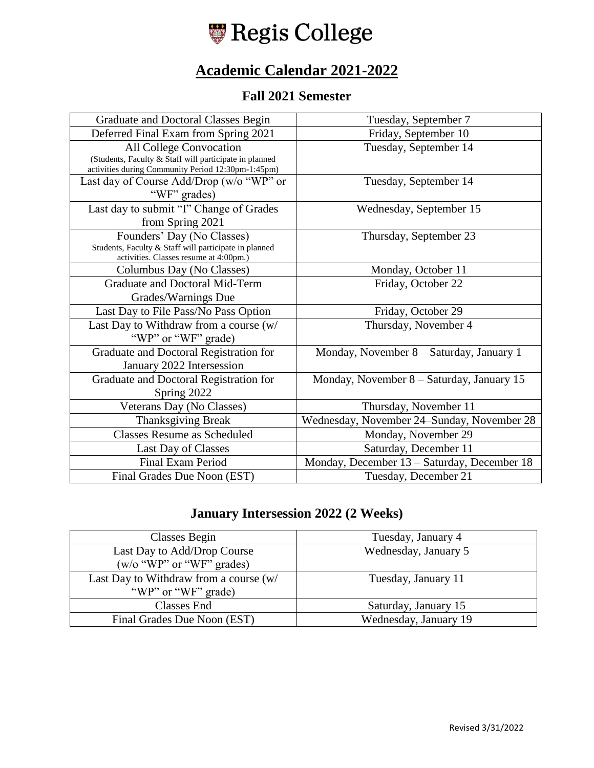# Regis College

## Academic Calendar 2021-2022

### Fall 2021 Semester

| Event | Date |
|---|---|
| Graduate and Doctoral Classes Begin | Tuesday, September 7 |
| Deferred Final Exam from Spring 2021 | Friday, September 10 |
| All College Convocation (Students, Faculty & Staff will participate in planned activities during Community Period 12:30pm-1:45pm) | Tuesday, September 14 |
| Last day of Course Add/Drop (w/o "WP" or "WF" grades) | Tuesday, September 14 |
| Last day to submit "I" Change of Grades from Spring 2021 | Wednesday, September 15 |
| Founders' Day (No Classes) Students, Faculty & Staff will participate in planned activities. Classes resume at 4:00pm.) | Thursday, September 23 |
| Columbus Day (No Classes) | Monday, October 11 |
| Graduate and Doctoral Mid-Term Grades/Warnings Due | Friday, October 22 |
| Last Day to File Pass/No Pass Option | Friday, October 29 |
| Last Day to Withdraw from a course (w/ "WP" or "WF" grade) | Thursday, November 4 |
| Graduate and Doctoral Registration for January 2022 Intersession | Monday, November 8 – Saturday, January 1 |
| Graduate and Doctoral Registration for Spring 2022 | Monday, November 8 – Saturday, January 15 |
| Veterans Day (No Classes) | Thursday, November 11 |
| Thanksgiving Break | Wednesday, November 24–Sunday, November 28 |
| Classes Resume as Scheduled | Monday, November 29 |
| Last Day of Classes | Saturday, December 11 |
| Final Exam Period | Monday, December 13 – Saturday, December 18 |
| Final Grades Due Noon (EST) | Tuesday, December 21 |

### January Intersession 2022 (2 Weeks)

| Event | Date |
|---|---|
| Classes Begin | Tuesday, January 4 |
| Last Day to Add/Drop Course (w/o "WP" or "WF" grades) | Wednesday, January 5 |
| Last Day to Withdraw from a course (w/ "WP" or "WF" grade) | Tuesday, January 11 |
| Classes End | Saturday, January 15 |
| Final Grades Due Noon (EST) | Wednesday, January 19 |

Revised 3/31/2022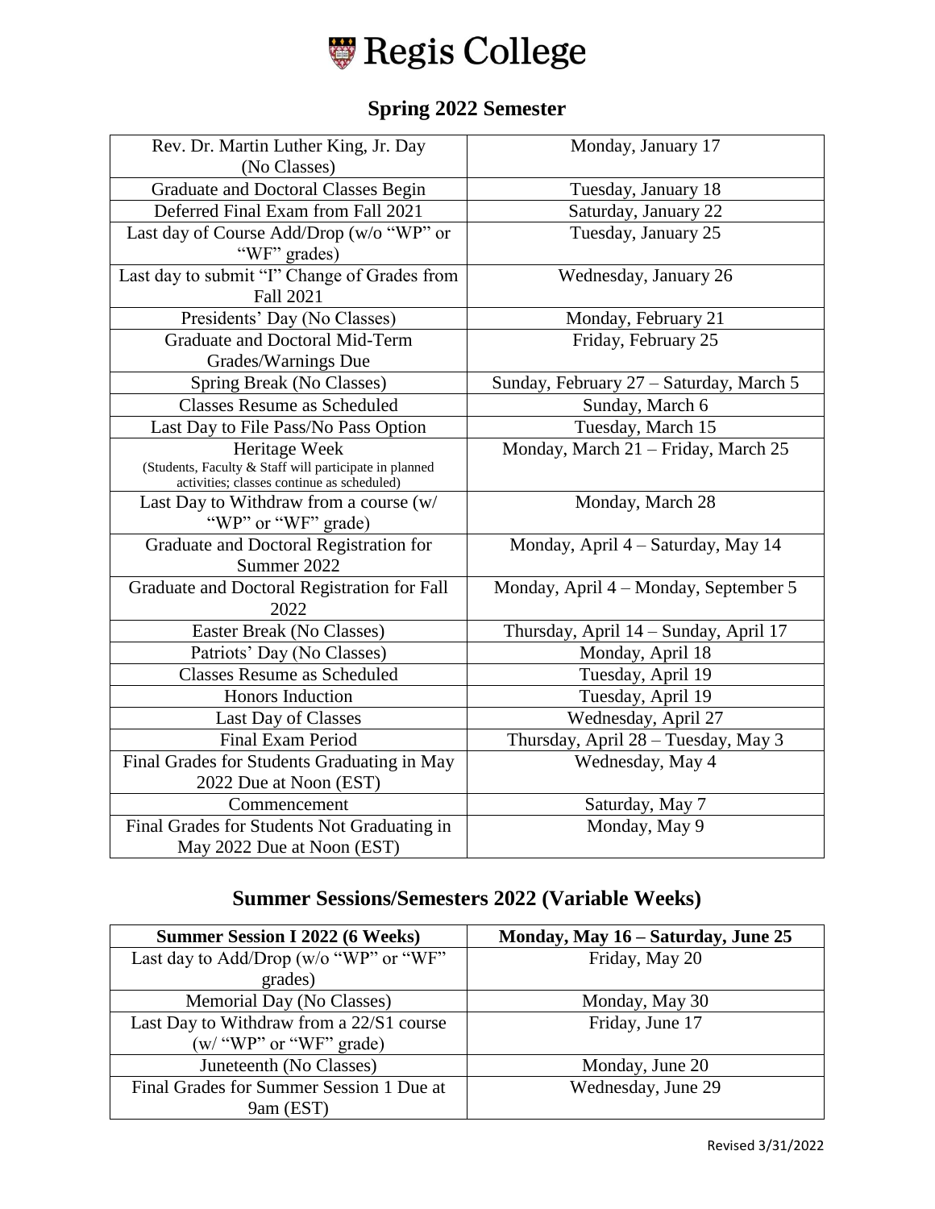# Regis College

## Spring 2022 Semester

| | |
|---|---|
| Rev. Dr. Martin Luther King, Jr. Day (No Classes) | Monday, January 17 |
| Graduate and Doctoral Classes Begin | Tuesday, January 18 |
| Deferred Final Exam from Fall 2021 | Saturday, January 22 |
| Last day of Course Add/Drop (w/o "WP" or "WF" grades) | Tuesday, January 25 |
| Last day to submit "I" Change of Grades from Fall 2021 | Wednesday, January 26 |
| Presidents' Day (No Classes) | Monday, February 21 |
| Graduate and Doctoral Mid-Term Grades/Warnings Due | Friday, February 25 |
| Spring Break (No Classes) | Sunday, February 27 – Saturday, March 5 |
| Classes Resume as Scheduled | Sunday, March 6 |
| Last Day to File Pass/No Pass Option | Tuesday, March 15 |
| Heritage Week (Students, Faculty & Staff will participate in planned activities; classes continue as scheduled) | Monday, March 21 – Friday, March 25 |
| Last Day to Withdraw from a course (w/ "WP" or "WF" grade) | Monday, March 28 |
| Graduate and Doctoral Registration for Summer 2022 | Monday, April 4 – Saturday, May 14 |
| Graduate and Doctoral Registration for Fall 2022 | Monday, April 4 – Monday, September 5 |
| Easter Break (No Classes) | Thursday, April 14 – Sunday, April 17 |
| Patriots' Day (No Classes) | Monday, April 18 |
| Classes Resume as Scheduled | Tuesday, April 19 |
| Honors Induction | Tuesday, April 19 |
| Last Day of Classes | Wednesday, April 27 |
| Final Exam Period | Thursday, April 28 – Tuesday, May 3 |
| Final Grades for Students Graduating in May 2022 Due at Noon (EST) | Wednesday, May 4 |
| Commencement | Saturday, May 7 |
| Final Grades for Students Not Graduating in May 2022 Due at Noon (EST) | Monday, May 9 |

## Summer Sessions/Semesters 2022 (Variable Weeks)

| **Summer Session I 2022 (6 Weeks)** | **Monday, May 16 – Saturday, June 25** |
|---|---|
| Last day to Add/Drop (w/o "WP" or "WF" grades) | Friday, May 20 |
| Memorial Day (No Classes) | Monday, May 30 |
| Last Day to Withdraw from a 22/S1 course (w/ "WP" or "WF" grade) | Friday, June 17 |
| Juneteenth (No Classes) | Monday, June 20 |
| Final Grades for Summer Session 1 Due at 9am (EST) | Wednesday, June 29 |

Revised 3/31/2022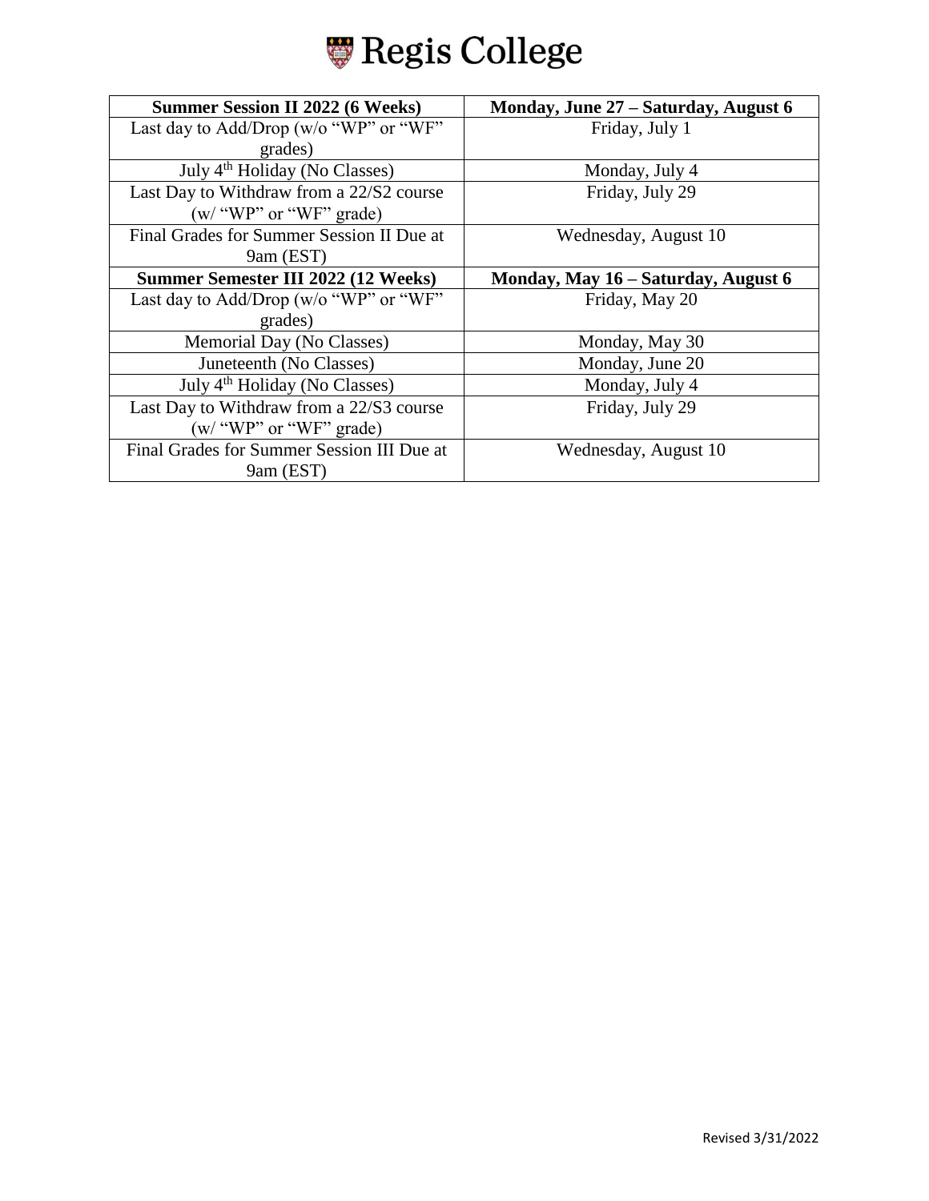# Regis College

| **Summer Session II 2022 (6 Weeks)** | **Monday, June 27 – Saturday, August 6** |
|---|---|
| Last day to Add/Drop (w/o "WP" or "WF" grades) | Friday, July 1 |
| July 4th Holiday (No Classes) | Monday, July 4 |
| Last Day to Withdraw from a 22/S2 course (w/ "WP" or "WF" grade) | Friday, July 29 |
| Final Grades for Summer Session II Due at 9am (EST) | Wednesday, August 10 |
| **Summer Semester III 2022 (12 Weeks)** | **Monday, May 16 – Saturday, August 6** |
| Last day to Add/Drop (w/o "WP" or "WF" grades) | Friday, May 20 |
| Memorial Day (No Classes) | Monday, May 30 |
| Juneteenth (No Classes) | Monday, June 20 |
| July 4th Holiday (No Classes) | Monday, July 4 |
| Last Day to Withdraw from a 22/S3 course (w/ "WP" or "WF" grade) | Friday, July 29 |
| Final Grades for Summer Session III Due at 9am (EST) | Wednesday, August 10 |

Revised 3/31/2022